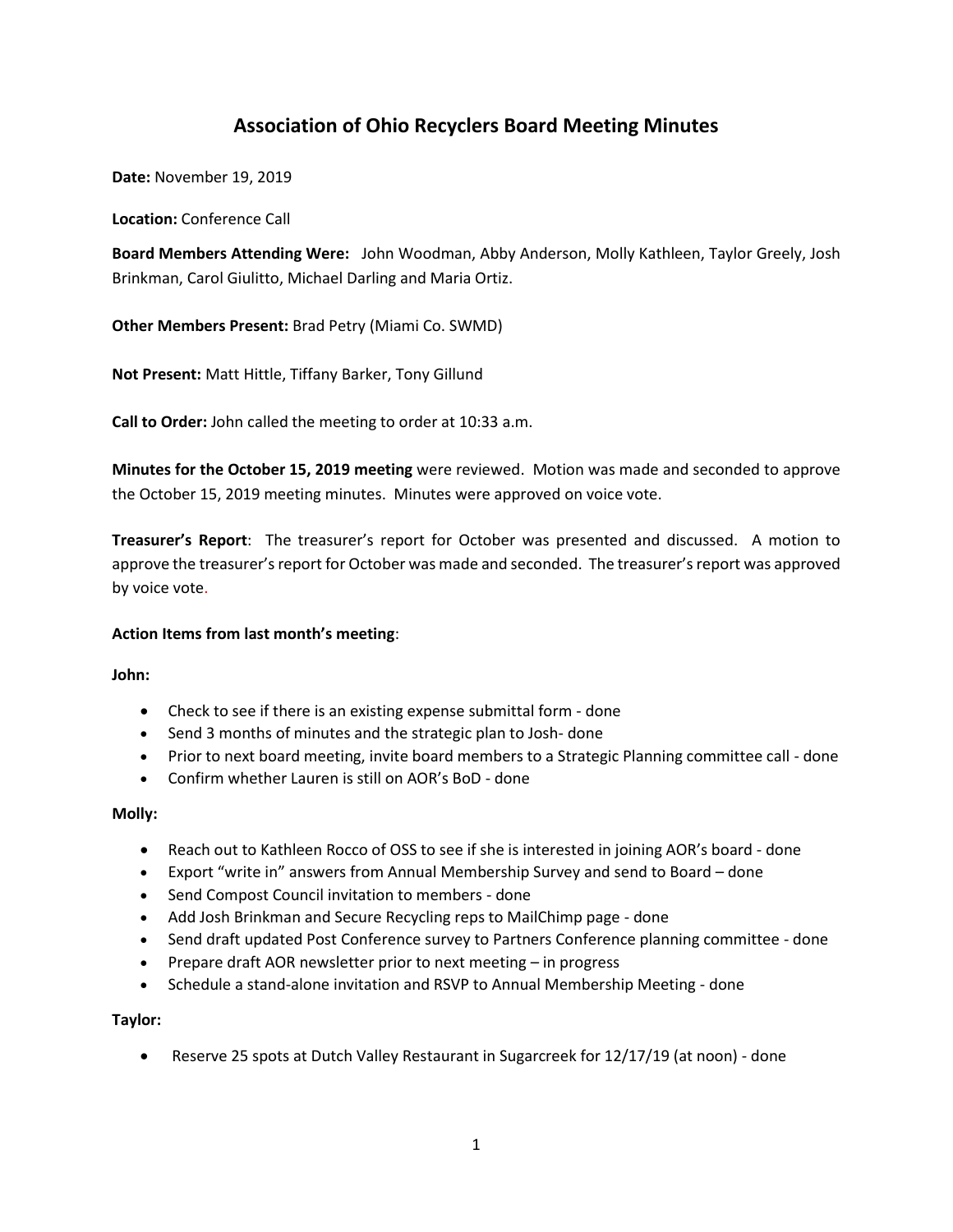# Association of Ohio Recyclers Board Meeting Minutes

**Date:** November 19, 2019

**Location:** Conference Call

**Board Members Attending Were:** John Woodman, Abby Anderson, Molly Kathleen, Taylor Greely, Josh Brinkman, Carol Giulitto, Michael Darling and Maria Ortiz.

**Other Members Present:** Brad Petry (Miami Co. SWMD)

**Not Present:** Matt Hittle, Tiffany Barker, Tony Gillund

**Call to Order:** John called the meeting to order at 10:33 a.m.

**Minutes for the October 15, 2019 meeting** were reviewed. Motion was made and seconded to approve the October 15, 2019 meeting minutes. Minutes were approved on voice vote.

**Treasurer's Report**: The treasurer's report for October was presented and discussed. A motion to approve the treasurer's report for October was made and seconded. The treasurer's report was approved by voice vote.

**Action Items from last month's meeting**:

**John:**

- Check to see if there is an existing expense submittal form - done
- Send 3 months of minutes and the strategic plan to Josh- done
- Prior to next board meeting, invite board members to a Strategic Planning committee call - done
- Confirm whether Lauren is still on AOR's BoD - done

**Molly:**

- Reach out to Kathleen Rocco of OSS to see if she is interested in joining AOR's board - done
- Export "write in" answers from Annual Membership Survey and send to Board – done
- Send Compost Council invitation to members - done
- Add Josh Brinkman and Secure Recycling reps to MailChimp page - done
- Send draft updated Post Conference survey to Partners Conference planning committee - done
- Prepare draft AOR newsletter prior to next meeting – in progress
- Schedule a stand-alone invitation and RSVP to Annual Membership Meeting - done

**Taylor:**

- Reserve 25 spots at Dutch Valley Restaurant in Sugarcreek for 12/17/19 (at noon) - done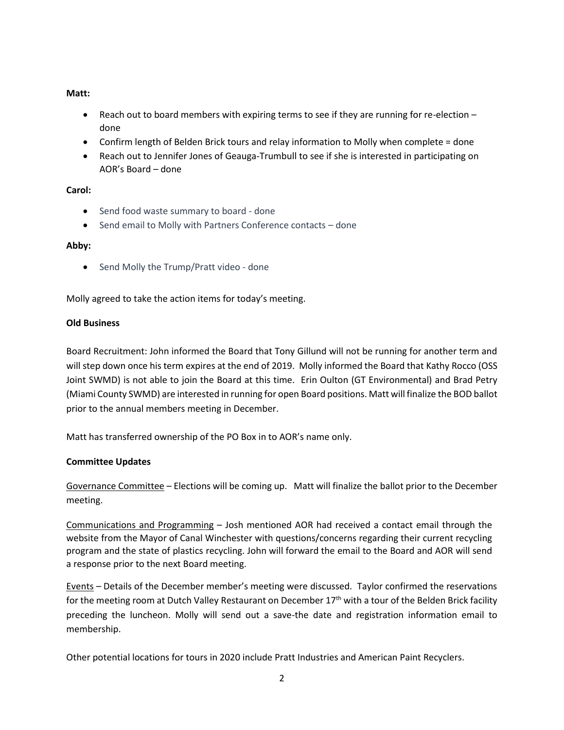**Matt:**

- Reach out to board members with expiring terms to see if they are running for re-election – done
- Confirm length of Belden Brick tours and relay information to Molly when complete = done
- Reach out to Jennifer Jones of Geauga-Trumbull to see if she is interested in participating on AOR's Board – done

**Carol:**

- Send food waste summary to board - done
- Send email to Molly with Partners Conference contacts – done

**Abby:**

- Send Molly the Trump/Pratt video - done

Molly agreed to take the action items for today's meeting.

**Old Business**

Board Recruitment: John informed the Board that Tony Gillund will not be running for another term and will step down once his term expires at the end of 2019. Molly informed the Board that Kathy Rocco (OSS Joint SWMD) is not able to join the Board at this time. Erin Oulton (GT Environmental) and Brad Petry (Miami County SWMD) are interested in running for open Board positions. Matt will finalize the BOD ballot prior to the annual members meeting in December.

Matt has transferred ownership of the PO Box in to AOR's name only.

**Committee Updates**

<u>Governance Committee</u> – Elections will be coming up. Matt will finalize the ballot prior to the December meeting.

<u>Communications and Programming</u> – Josh mentioned AOR had received a contact email through the website from the Mayor of Canal Winchester with questions/concerns regarding their current recycling program and the state of plastics recycling. John will forward the email to the Board and AOR will send a response prior to the next Board meeting.

<u>Events</u> – Details of the December member's meeting were discussed. Taylor confirmed the reservations for the meeting room at Dutch Valley Restaurant on December 17th with a tour of the Belden Brick facility preceding the luncheon. Molly will send out a save-the date and registration information email to membership.

Other potential locations for tours in 2020 include Pratt Industries and American Paint Recyclers.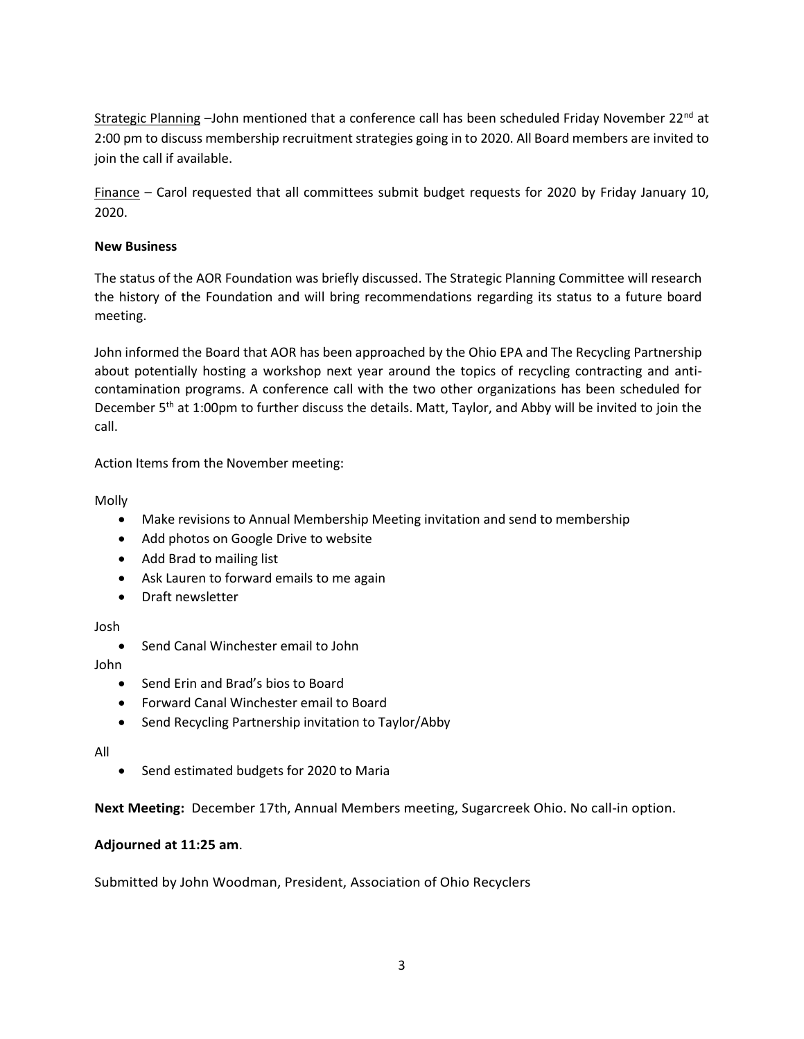<u>Strategic Planning</u> –John mentioned that a conference call has been scheduled Friday November 22nd at 2:00 pm to discuss membership recruitment strategies going in to 2020. All Board members are invited to join the call if available.

<u>Finance</u> – Carol requested that all committees submit budget requests for 2020 by Friday January 10, 2020.

**New Business**

The status of the AOR Foundation was briefly discussed. The Strategic Planning Committee will research the history of the Foundation and will bring recommendations regarding its status to a future board meeting.

John informed the Board that AOR has been approached by the Ohio EPA and The Recycling Partnership about potentially hosting a workshop next year around the topics of recycling contracting and anti-contamination programs. A conference call with the two other organizations has been scheduled for December 5th at 1:00pm to further discuss the details. Matt, Taylor, and Abby will be invited to join the call.

Action Items from the November meeting:

Molly

- Make revisions to Annual Membership Meeting invitation and send to membership
- Add photos on Google Drive to website
- Add Brad to mailing list
- Ask Lauren to forward emails to me again
- Draft newsletter

Josh

- Send Canal Winchester email to John

John

- Send Erin and Brad's bios to Board
- Forward Canal Winchester email to Board
- Send Recycling Partnership invitation to Taylor/Abby

All

- Send estimated budgets for 2020 to Maria

**Next Meeting:** December 17th, Annual Members meeting, Sugarcreek Ohio. No call-in option.

**Adjourned at 11:25 am**.

Submitted by John Woodman, President, Association of Ohio Recyclers